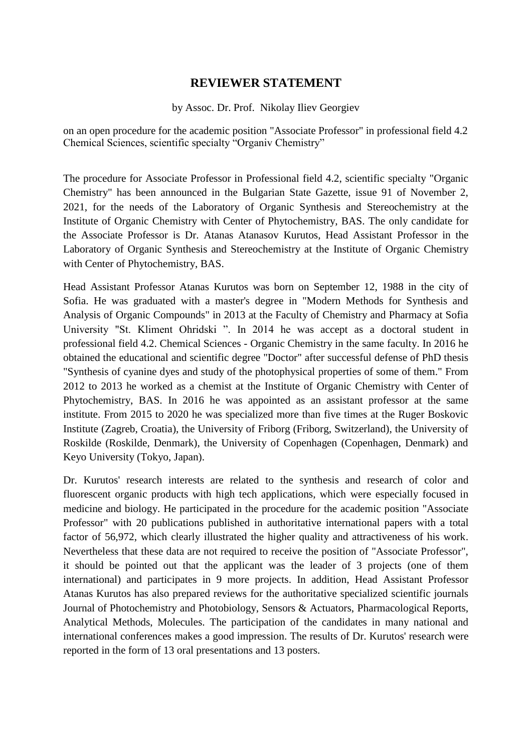# REVIEWER STATEMENT

by Assoc. Dr. Prof. Nikolay Iliev Georgiev

on an open procedure for the academic position "Associate Professor" in professional field 4.2 Chemical Sciences, scientific specialty "Organiv Chemistry"

The procedure for Associate Professor in Professional field 4.2, scientific specialty "Organic Chemistry" has been announced in the Bulgarian State Gazette, issue 91 of November 2, 2021, for the needs of the Laboratory of Organic Synthesis and Stereochemistry at the Institute of Organic Chemistry with Center of Phytochemistry, BAS. The only candidate for the Associate Professor is Dr. Atanas Atanasov Kurutos, Head Assistant Professor in the Laboratory of Organic Synthesis and Stereochemistry at the Institute of Organic Chemistry with Center of Phytochemistry, BAS.

Head Assistant Professor Atanas Kurutos was born on September 12, 1988 in the city of Sofia. He was graduated with a master's degree in "Modern Methods for Synthesis and Analysis of Organic Compounds" in 2013 at the Faculty of Chemistry and Pharmacy at Sofia University "St. Kliment Ohridski ". In 2014 he was accept as a doctoral student in professional field 4.2. Chemical Sciences - Organic Chemistry in the same faculty. In 2016 he obtained the educational and scientific degree "Doctor" after successful defense of PhD thesis "Synthesis of cyanine dyes and study of the photophysical properties of some of them." From 2012 to 2013 he worked as a chemist at the Institute of Organic Chemistry with Center of Phytochemistry, BAS. In 2016 he was appointed as an assistant professor at the same institute. From 2015 to 2020 he was specialized more than five times at the Ruger Boskovic Institute (Zagreb, Croatia), the University of Friborg (Friborg, Switzerland), the University of Roskilde (Roskilde, Denmark), the University of Copenhagen (Copenhagen, Denmark) and Keyo University (Tokyo, Japan).

Dr. Kurutos' research interests are related to the synthesis and research of color and fluorescent organic products with high tech applications, which were especially focused in medicine and biology. He participated in the procedure for the academic position "Associate Professor" with 20 publications published in authoritative international papers with a total factor of 56,972, which clearly illustrated the higher quality and attractiveness of his work. Nevertheless that these data are not required to receive the position of "Associate Professor", it should be pointed out that the applicant was the leader of 3 projects (one of them international) and participates in 9 more projects. In addition, Head Assistant Professor Atanas Kurutos has also prepared reviews for the authoritative specialized scientific journals Journal of Photochemistry and Photobiology, Sensors & Actuators, Pharmacological Reports, Analytical Methods, Molecules. The participation of the candidates in many national and international conferences makes a good impression. The results of Dr. Kurutos' research were reported in the form of 13 oral presentations and 13 posters.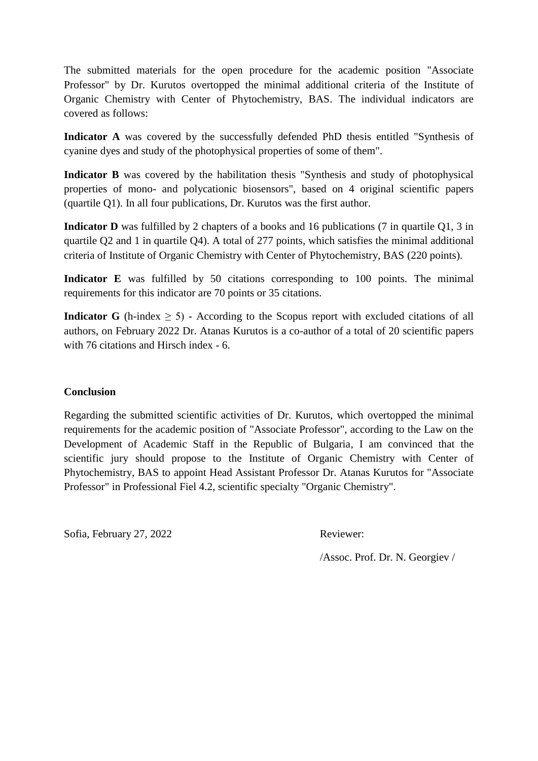The submitted materials for the open procedure for the academic position "Associate Professor" by Dr. Kurutos overtopped the minimal additional criteria of the Institute of Organic Chemistry with Center of Phytochemistry, BAS. The individual indicators are covered as follows:

**Indicator A** was covered by the successfully defended PhD thesis entitled "Synthesis of cyanine dyes and study of the photophysical properties of some of them".

**Indicator B** was covered by the habilitation thesis "Synthesis and study of photophysical properties of mono- and polycationic biosensors", based on 4 original scientific papers (quartile Q1). In all four publications, Dr. Kurutos was the first author.

**Indicator D** was fulfilled by 2 chapters of a books and 16 publications (7 in quartile Q1, 3 in quartile Q2 and 1 in quartile Q4). A total of 277 points, which satisfies the minimal additional criteria of Institute of Organic Chemistry with Center of Phytochemistry, BAS (220 points).

**Indicator E** was fulfilled by 50 citations corresponding to 100 points. The minimal requirements for this indicator are 70 points or 35 citations.

**Indicator G** (h-index $\geq 5$) - According to the Scopus report with excluded citations of all authors, on February 2022 Dr. Atanas Kurutos is a co-author of a total of 20 scientific papers with 76 citations and Hirsch index - 6.

**Conclusion**

Regarding the submitted scientific activities of Dr. Kurutos, which overtopped the minimal requirements for the academic position of "Associate Professor", according to the Law on the Development of Academic Staff in the Republic of Bulgaria, I am convinced that the scientific jury should propose to the Institute of Organic Chemistry with Center of Phytochemistry, BAS to appoint Head Assistant Professor Dr. Atanas Kurutos for "Associate Professor" in Professional Fiel 4.2, scientific specialty "Organic Chemistry".

Sofia, February 27, 2022

Reviewer:

/Assoc. Prof. Dr. N. Georgiev /